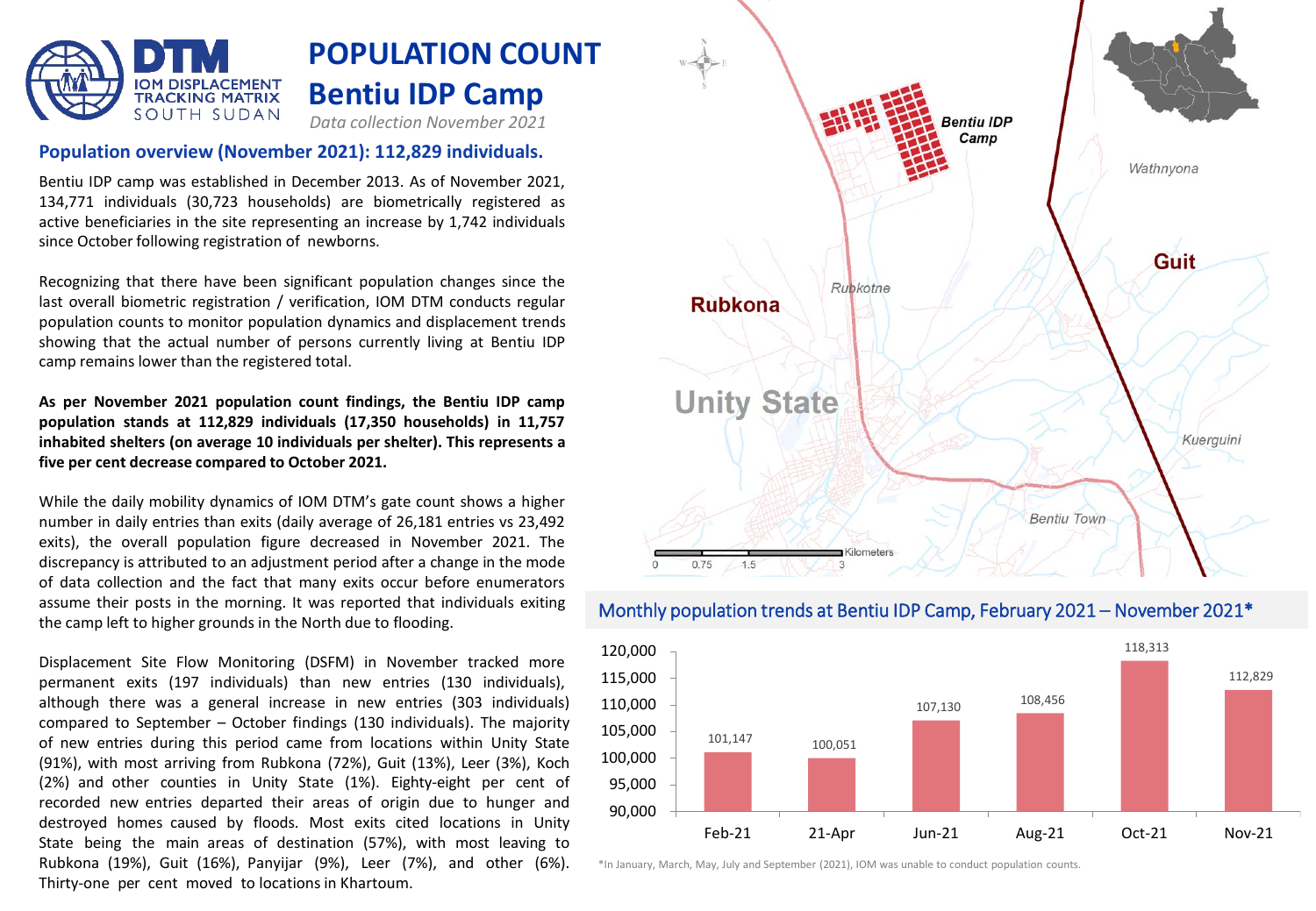# POPULATION COUNT
# Bentiu IDP Camp

*Data collection November 2021*

## Population overview (November 2021): 112,829 individuals.

Bentiu IDP camp was established in December 2013. As of November 2021, 134,771 individuals (30,723 households) are biometrically registered as active beneficiaries in the site representing an increase by 1,742 individuals since October following registration of newborns.

Recognizing that there have been significant population changes since the last overall biometric registration / verification, IOM DTM conducts regular population counts to monitor population dynamics and displacement trends showing that the actual number of persons currently living at Bentiu IDP camp remains lower than the registered total.

**As per November 2021 population count findings, the Bentiu IDP camp population stands at 112,829 individuals (17,350 households) in 11,757 inhabited shelters (on average 10 individuals per shelter). This represents a five per cent decrease compared to October 2021.**

While the daily mobility dynamics of IOM DTM's gate count shows a higher number in daily entries than exits (daily average of 26,181 entries vs 23,492 exits), the overall population figure decreased in November 2021. The discrepancy is attributed to an adjustment period after a change in the mode of data collection and the fact that many exits occur before enumerators assume their posts in the morning. It was reported that individuals exiting the camp left to higher grounds in the North due to flooding.

Displacement Site Flow Monitoring (DSFM) in November tracked more permanent exits (197 individuals) than new entries (130 individuals), although there was a general increase in new entries (303 individuals) compared to September – October findings (130 individuals). The majority of new entries during this period came from locations within Unity State (91%), with most arriving from Rubkona (72%), Guit (13%), Leer (3%), Koch (2%) and other counties in Unity State (1%). Eighty-eight per cent of recorded new entries departed their areas of origin due to hunger and destroyed homes caused by floods. Most exits cited locations in Unity State being the main areas of destination (57%), with most leaving to Rubkona (19%), Guit (16%), Panyijar (9%), Leer (7%), and other (6%). Thirty-one per cent moved to locations in Khartoum.

## Monthly population trends at Bentiu IDP Camp, February 2021 – November 2021*

| Month | Population |
|---|---|
| Feb-21 | 101,147 |
| 21-Apr | 100,051 |
| Jun-21 | 107,130 |
| Aug-21 | 108,456 |
| Oct-21 | 118,313 |
| Nov-21 | 112,829 |

*In January, March, May, July and September (2021), IOM was unable to conduct population counts.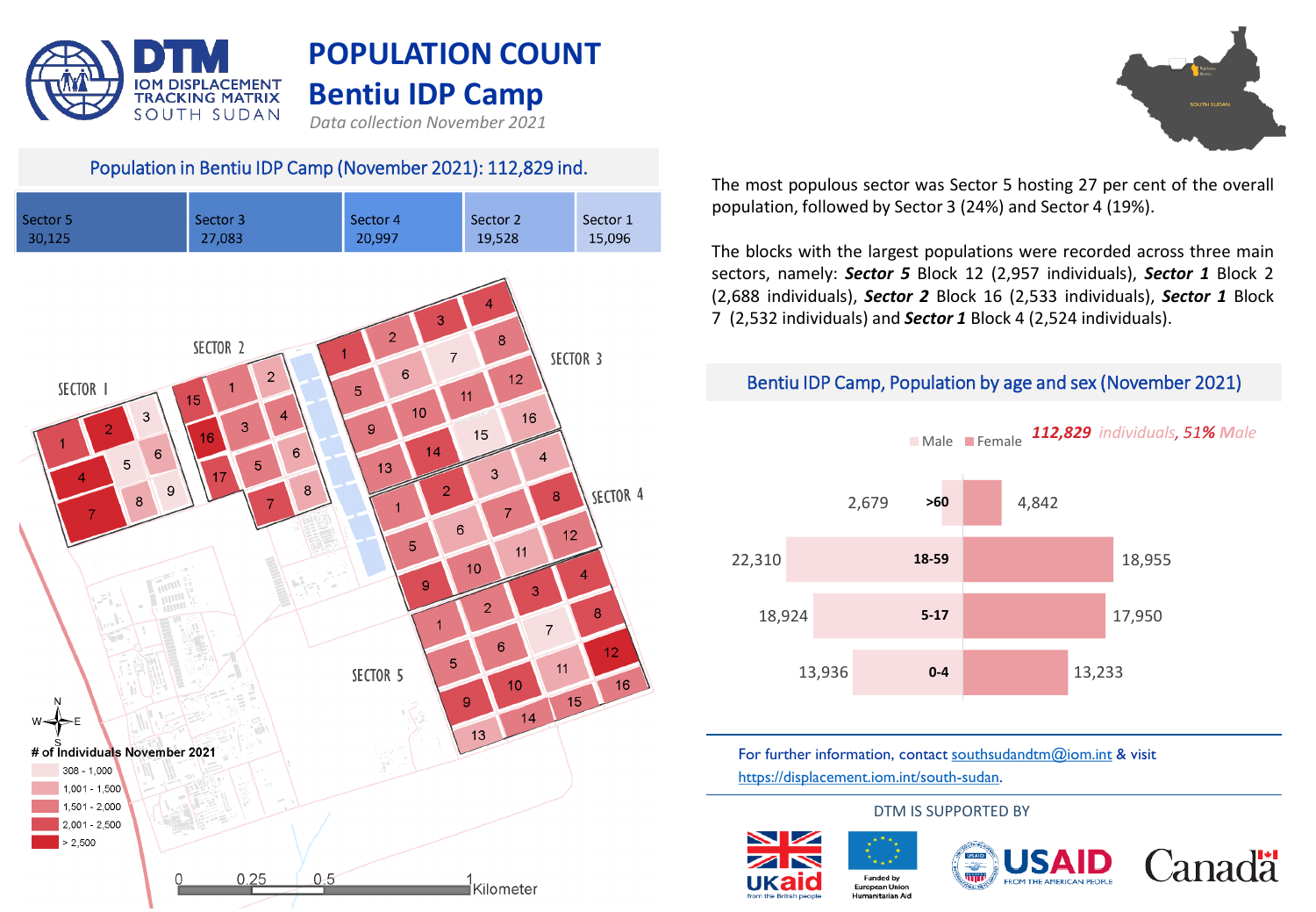# POPULATION COUNT

# Bentiu IDP Camp

*Data collection November 2021*

## Population in Bentiu IDP Camp (November 2021): 112,829 ind.

Sector 5
30,125

Sector 3
27,083

Sector 4
20,997

Sector 2
19,528

Sector 1
15,096

SECTOR 1
SECTOR 2
SECTOR 3
SECTOR 4
SECTOR 5

# of Individuals November 2021

308 - 1,000
1,001 - 1,500
1,501 - 2,000
2,001 - 2,500
> 2,500

0 0.25 0.5 1 Kilometer

The most populous sector was Sector 5 hosting 27 per cent of the overall population, followed by Sector 3 (24%) and Sector 4 (19%).

The blocks with the largest populations were recorded across three main sectors, namely: ***Sector 5*** Block 12 (2,957 individuals), ***Sector 1*** Block 2 (2,688 individuals), ***Sector 2*** Block 16 (2,533 individuals), ***Sector 1*** Block 7 (2,532 individuals) and ***Sector 1*** Block 4 (2,524 individuals).

## Bentiu IDP Camp, Population by age and sex (November 2021)

Male Female *112,829 individuals, 51% Male*

2,679 >60 4,842
22,310 18-59 18,955
18,924 5-17 17,950
13,936 0-4 13,233

For further information, contact southsudandtm@iom.int & visit https://displacement.iom.int/south-sudan.

DTM IS SUPPORTED BY

UKaid from the British people
Funded by European Union Humanitarian Aid
USAID FROM THE AMERICAN PEOPLE
Canada